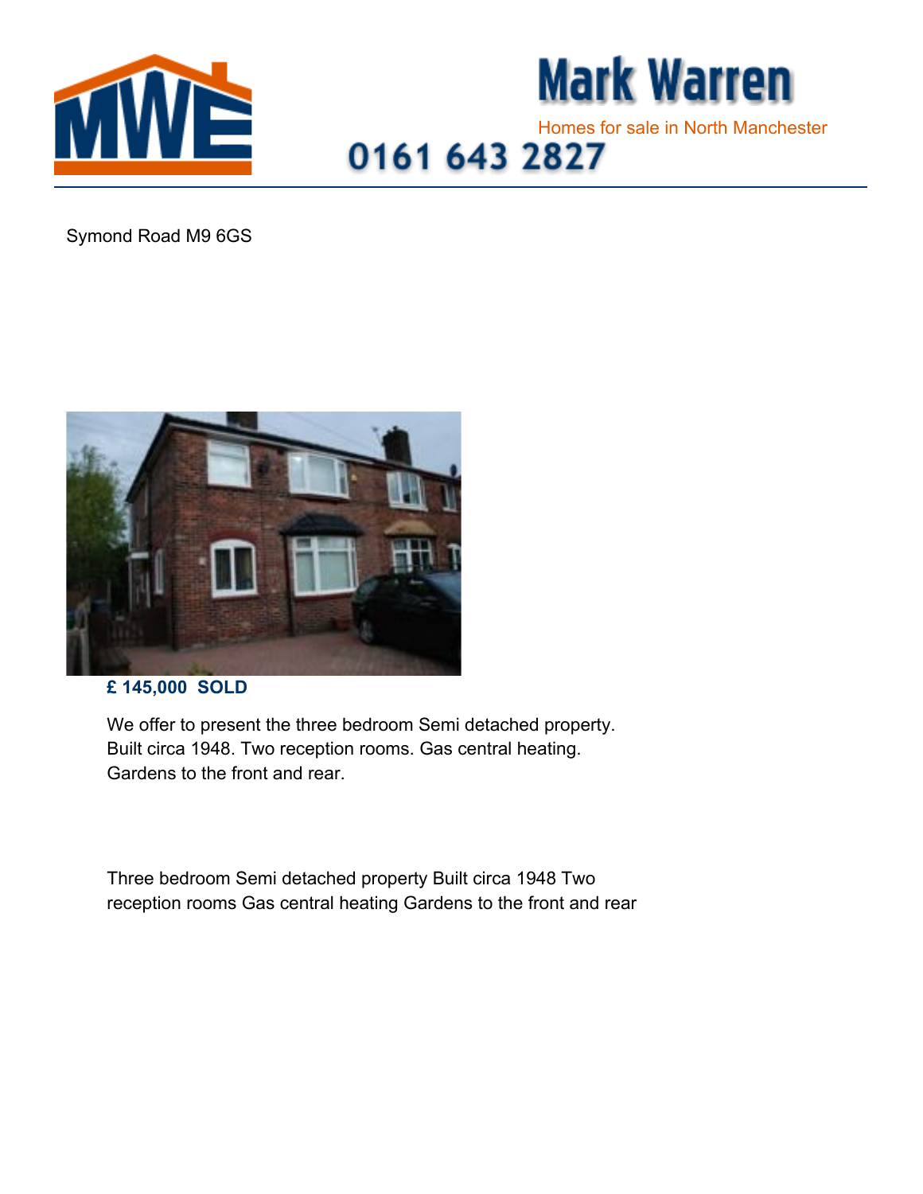Mark Warren

Homes for sale in North Manchester

0161 643 2827

Symond Road M9 6GS

**£ 145,000 SOLD**

We offer to present the three bedroom Semi detached property. Built circa 1948. Two reception rooms. Gas central heating. Gardens to the front and rear.

Three bedroom Semi detached property Built circa 1948 Two reception rooms Gas central heating Gardens to the front and rear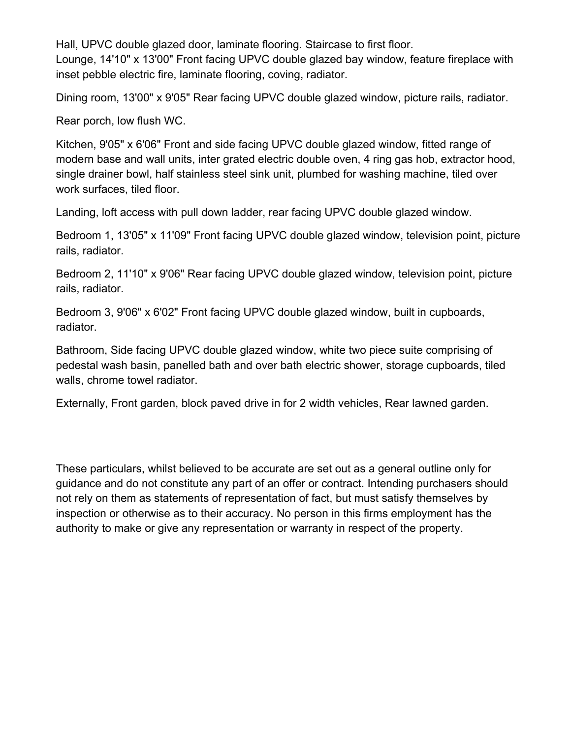Hall, UPVC double glazed door, laminate flooring. Staircase to first floor.
Lounge, 14'10" x 13'00" Front facing UPVC double glazed bay window, feature fireplace with inset pebble electric fire, laminate flooring, coving, radiator.

Dining room, 13'00" x 9'05" Rear facing UPVC double glazed window, picture rails, radiator.

Rear porch, low flush WC.

Kitchen, 9'05" x 6'06" Front and side facing UPVC double glazed window, fitted range of modern base and wall units, inter grated electric double oven, 4 ring gas hob, extractor hood, single drainer bowl, half stainless steel sink unit, plumbed for washing machine, tiled over work surfaces, tiled floor.

Landing, loft access with pull down ladder, rear facing UPVC double glazed window.

Bedroom 1, 13'05" x 11'09" Front facing UPVC double glazed window, television point, picture rails, radiator.

Bedroom 2, 11'10" x 9'06" Rear facing UPVC double glazed window, television point, picture rails, radiator.

Bedroom 3, 9'06" x 6'02" Front facing UPVC double glazed window, built in cupboards, radiator.

Bathroom, Side facing UPVC double glazed window, white two piece suite comprising of pedestal wash basin, panelled bath and over bath electric shower, storage cupboards, tiled walls, chrome towel radiator.

Externally, Front garden, block paved drive in for 2 width vehicles, Rear lawned garden.

These particulars, whilst believed to be accurate are set out as a general outline only for guidance and do not constitute any part of an offer or contract. Intending purchasers should not rely on them as statements of representation of fact, but must satisfy themselves by inspection or otherwise as to their accuracy. No person in this firms employment has the authority to make or give any representation or warranty in respect of the property.